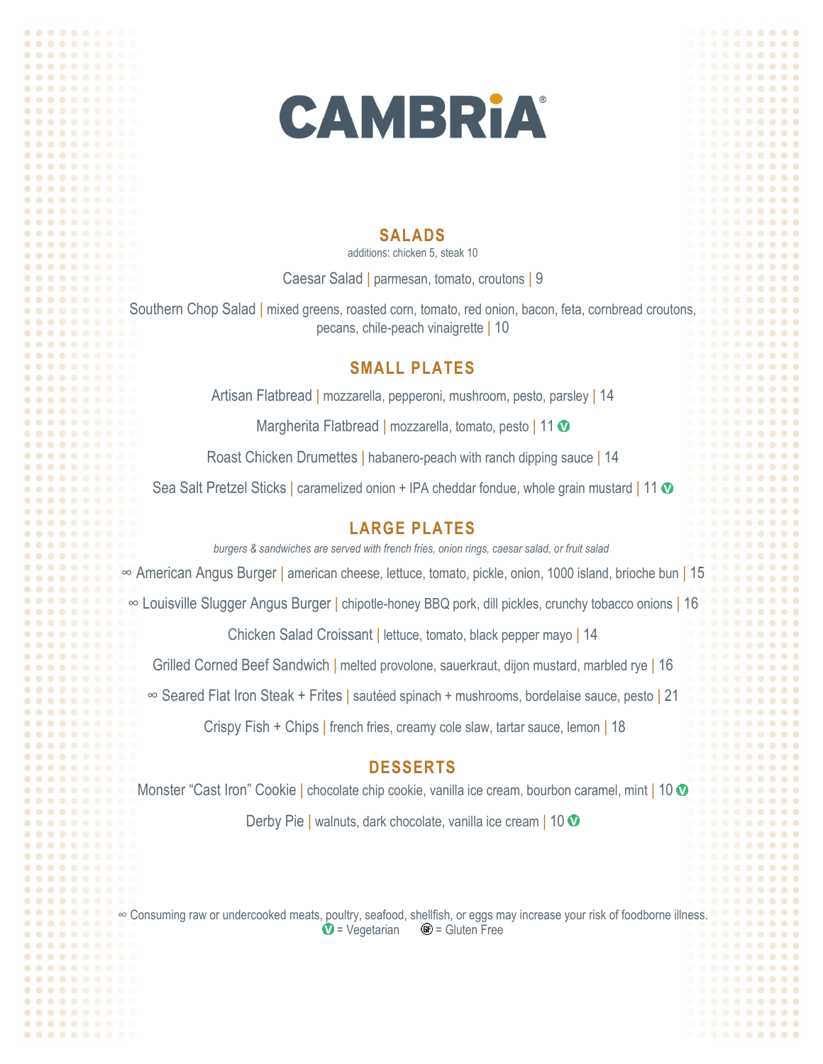# CAMBRiA®

## SALADS

additions: chicken 5, steak 10

Caesar Salad | parmesan, tomato, croutons | 9

Southern Chop Salad | mixed greens, roasted corn, tomato, red onion, bacon, feta, cornbread croutons, pecans, chile-peach vinaigrette | 10

## SMALL PLATES

Artisan Flatbread | mozzarella, pepperoni, mushroom, pesto, parsley | 14

Margherita Flatbread | mozzarella, tomato, pesto | 11 (V)

Roast Chicken Drumettes | habanero-peach with ranch dipping sauce | 14

Sea Salt Pretzel Sticks | caramelized onion + IPA cheddar fondue, whole grain mustard | 11 (V)

## LARGE PLATES

*burgers & sandwiches are served with french fries, onion rings, caesar salad, or fruit salad*

∞ American Angus Burger | american cheese, lettuce, tomato, pickle, onion, 1000 island, brioche bun | 15

∞ Louisville Slugger Angus Burger | chipotle-honey BBQ pork, dill pickles, crunchy tobacco onions | 16

Chicken Salad Croissant | lettuce, tomato, black pepper mayo | 14

Grilled Corned Beef Sandwich | melted provolone, sauerkraut, dijon mustard, marbled rye | 16

∞ Seared Flat Iron Steak + Frites | sautéed spinach + mushrooms, bordelaise sauce, pesto | 21

Crispy Fish + Chips | french fries, creamy cole slaw, tartar sauce, lemon | 18

## DESSERTS

Monster "Cast Iron" Cookie | chocolate chip cookie, vanilla ice cream, bourbon caramel, mint | 10 (V)

Derby Pie | walnuts, dark chocolate, vanilla ice cream | 10 (V)

∞ Consuming raw or undercooked meats, poultry, seafood, shellfish, or eggs may increase your risk of foodborne illness.

(V) = Vegetarian (GF) = Gluten Free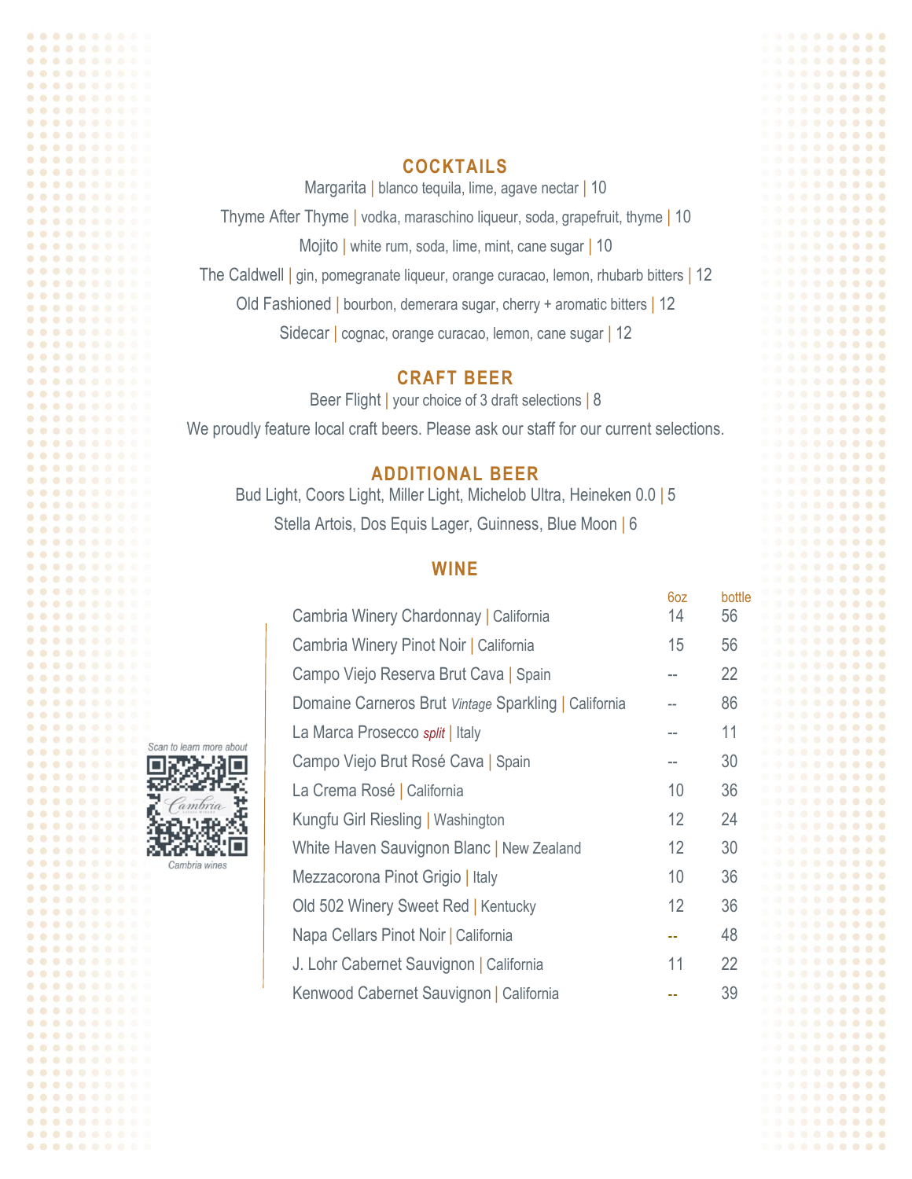## COCKTAILS

Margarita | blanco tequila, lime, agave nectar | 10

Thyme After Thyme | vodka, maraschino liqueur, soda, grapefruit, thyme | 10

Mojito | white rum, soda, lime, mint, cane sugar | 10

The Caldwell | gin, pomegranate liqueur, orange curacao, lemon, rhubarb bitters | 12

Old Fashioned | bourbon, demerara sugar, cherry + aromatic bitters | 12

Sidecar | cognac, orange curacao, lemon, cane sugar | 12

## CRAFT BEER

Beer Flight | your choice of 3 draft selections | 8

We proudly feature local craft beers. Please ask our staff for our current selections.

## ADDITIONAL BEER

Bud Light, Coors Light, Miller Light, Michelob Ultra, Heineken 0.0 | 5

Stella Artois, Dos Equis Lager, Guinness, Blue Moon | 6

## WINE

| | 6oz | bottle |
|---|---|---|
| Cambria Winery Chardonnay \| California | 14 | 56 |
| Cambria Winery Pinot Noir \| California | 15 | 56 |
| Campo Viejo Reserva Brut Cava \| Spain | -- | 22 |
| Domaine Carneros Brut *Vintage* Sparkling \| California | -- | 86 |
| La Marca Prosecco *split* \| Italy | -- | 11 |
| Campo Viejo Brut Rosé Cava \| Spain | -- | 30 |
| La Crema Rosé \| California | 10 | 36 |
| Kungfu Girl Riesling \| Washington | 12 | 24 |
| White Haven Sauvignon Blanc \| New Zealand | 12 | 30 |
| Mezzacorona Pinot Grigio \| Italy | 10 | 36 |
| Old 502 Winery Sweet Red \| Kentucky | 12 | 36 |
| Napa Cellars Pinot Noir \| California | -- | 48 |
| J. Lohr Cabernet Sauvignon \| California | 11 | 22 |
| Kenwood Cabernet Sauvignon \| California | -- | 39 |

*Scan to learn more about*

*Cambria wines*